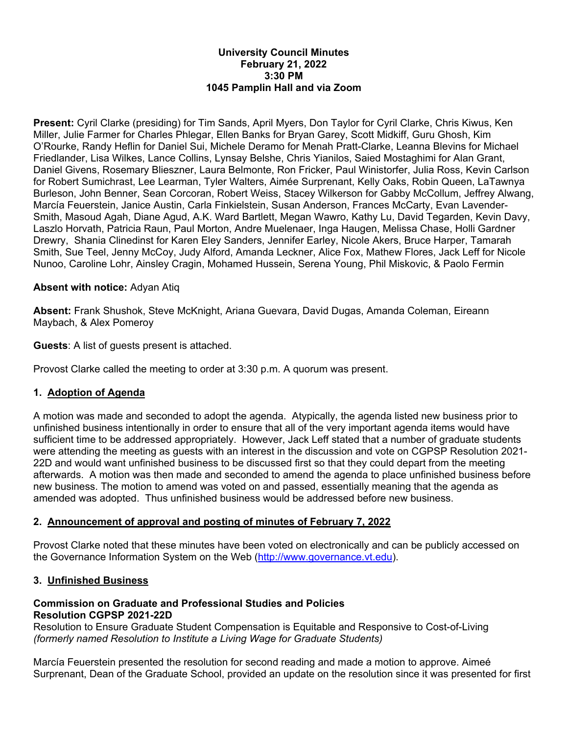**University Council Minutes**
**February 21, 2022**
**3:30 PM**
**1045 Pamplin Hall and via Zoom**

**Present:** Cyril Clarke (presiding) for Tim Sands, April Myers, Don Taylor for Cyril Clarke, Chris Kiwus, Ken Miller, Julie Farmer for Charles Phlegar, Ellen Banks for Bryan Garey, Scott Midkiff, Guru Ghosh, Kim O'Rourke, Randy Heflin for Daniel Sui, Michele Deramo for Menah Pratt-Clarke, Leanna Blevins for Michael Friedlander, Lisa Wilkes, Lance Collins, Lynsay Belshe, Chris Yianilos, Saied Mostaghimi for Alan Grant, Daniel Givens, Rosemary Blieszner, Laura Belmonte, Ron Fricker, Paul Winistorfer, Julia Ross, Kevin Carlson for Robert Sumichrast, Lee Learman, Tyler Walters, Aimée Surprenant, Kelly Oaks, Robin Queen, LaTawnya Burleson, John Benner, Sean Corcoran, Robert Weiss, Stacey Wilkerson for Gabby McCollum, Jeffrey Alwang, Marcía Feuerstein, Janice Austin, Carla Finkielstein, Susan Anderson, Frances McCarty, Evan Lavender-Smith, Masoud Agah, Diane Agud, A.K. Ward Bartlett, Megan Wawro, Kathy Lu, David Tegarden, Kevin Davy, Laszlo Horvath, Patricia Raun, Paul Morton, Andre Muelenaer, Inga Haugen, Melissa Chase, Holli Gardner Drewry, Shania Clinedinst for Karen Eley Sanders, Jennifer Earley, Nicole Akers, Bruce Harper, Tamarah Smith, Sue Teel, Jenny McCoy, Judy Alford, Amanda Leckner, Alice Fox, Mathew Flores, Jack Leff for Nicole Nunoo, Caroline Lohr, Ainsley Cragin, Mohamed Hussein, Serena Young, Phil Miskovic, & Paolo Fermin

**Absent with notice:** Adyan Atiq

**Absent:** Frank Shushok, Steve McKnight, Ariana Guevara, David Dugas, Amanda Coleman, Eireann Maybach, & Alex Pomeroy

**Guests**: A list of guests present is attached.

Provost Clarke called the meeting to order at 3:30 p.m. A quorum was present.

## 1. Adoption of Agenda

A motion was made and seconded to adopt the agenda. Atypically, the agenda listed new business prior to unfinished business intentionally in order to ensure that all of the very important agenda items would have sufficient time to be addressed appropriately. However, Jack Leff stated that a number of graduate students were attending the meeting as guests with an interest in the discussion and vote on CGPSP Resolution 2021-22D and would want unfinished business to be discussed first so that they could depart from the meeting afterwards. A motion was then made and seconded to amend the agenda to place unfinished business before new business. The motion to amend was voted on and passed, essentially meaning that the agenda as amended was adopted. Thus unfinished business would be addressed before new business.

## 2. Announcement of approval and posting of minutes of February 7, 2022

Provost Clarke noted that these minutes have been voted on electronically and can be publicly accessed on the Governance Information System on the Web (http://www.governance.vt.edu).

## 3. Unfinished Business

**Commission on Graduate and Professional Studies and Policies**
**Resolution CGPSP 2021-22D**
Resolution to Ensure Graduate Student Compensation is Equitable and Responsive to Cost-of-Living
*(formerly named Resolution to Institute a Living Wage for Graduate Students)*

Marcía Feuerstein presented the resolution for second reading and made a motion to approve. Aimeé Surprenant, Dean of the Graduate School, provided an update on the resolution since it was presented for first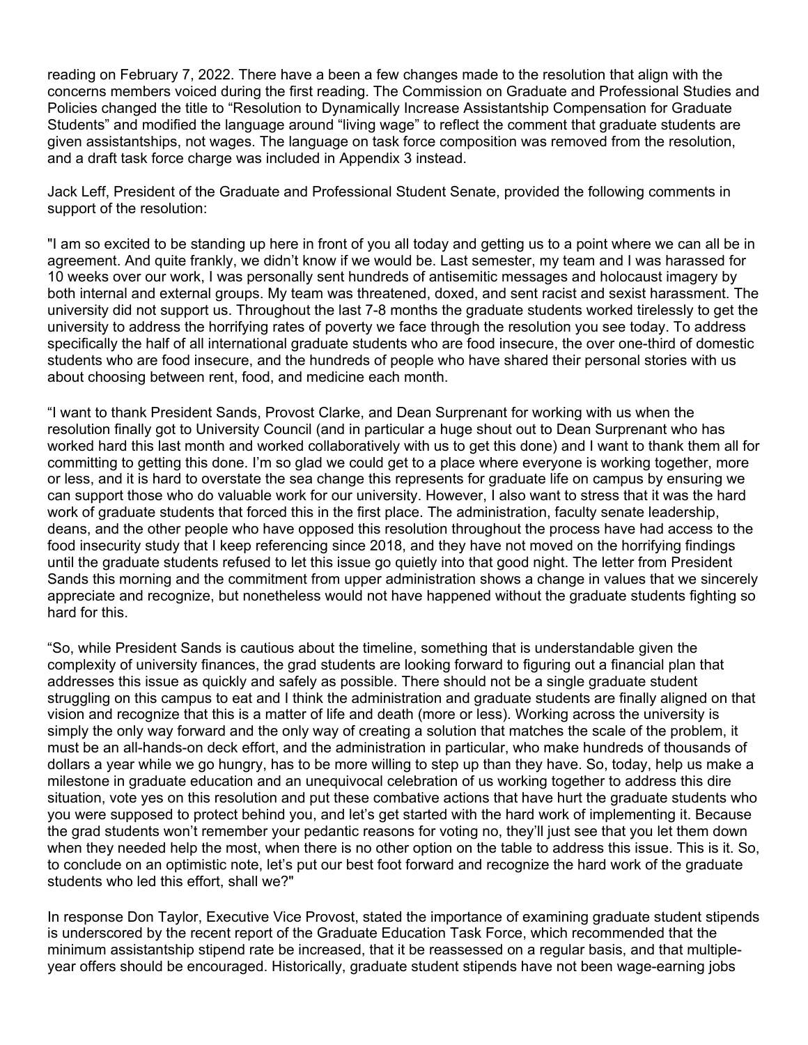reading on February 7, 2022. There have a been a few changes made to the resolution that align with the concerns members voiced during the first reading. The Commission on Graduate and Professional Studies and Policies changed the title to "Resolution to Dynamically Increase Assistantship Compensation for Graduate Students" and modified the language around "living wage" to reflect the comment that graduate students are given assistantships, not wages. The language on task force composition was removed from the resolution, and a draft task force charge was included in Appendix 3 instead.

Jack Leff, President of the Graduate and Professional Student Senate, provided the following comments in support of the resolution:

"I am so excited to be standing up here in front of you all today and getting us to a point where we can all be in agreement. And quite frankly, we didn't know if we would be. Last semester, my team and I was harassed for 10 weeks over our work, I was personally sent hundreds of antisemitic messages and holocaust imagery by both internal and external groups. My team was threatened, doxed, and sent racist and sexist harassment. The university did not support us. Throughout the last 7-8 months the graduate students worked tirelessly to get the university to address the horrifying rates of poverty we face through the resolution you see today. To address specifically the half of all international graduate students who are food insecure, the over one-third of domestic students who are food insecure, and the hundreds of people who have shared their personal stories with us about choosing between rent, food, and medicine each month.

"I want to thank President Sands, Provost Clarke, and Dean Surprenant for working with us when the resolution finally got to University Council (and in particular a huge shout out to Dean Surprenant who has worked hard this last month and worked collaboratively with us to get this done) and I want to thank them all for committing to getting this done. I'm so glad we could get to a place where everyone is working together, more or less, and it is hard to overstate the sea change this represents for graduate life on campus by ensuring we can support those who do valuable work for our university. However, I also want to stress that it was the hard work of graduate students that forced this in the first place. The administration, faculty senate leadership, deans, and the other people who have opposed this resolution throughout the process have had access to the food insecurity study that I keep referencing since 2018, and they have not moved on the horrifying findings until the graduate students refused to let this issue go quietly into that good night. The letter from President Sands this morning and the commitment from upper administration shows a change in values that we sincerely appreciate and recognize, but nonetheless would not have happened without the graduate students fighting so hard for this.

"So, while President Sands is cautious about the timeline, something that is understandable given the complexity of university finances, the grad students are looking forward to figuring out a financial plan that addresses this issue as quickly and safely as possible. There should not be a single graduate student struggling on this campus to eat and I think the administration and graduate students are finally aligned on that vision and recognize that this is a matter of life and death (more or less). Working across the university is simply the only way forward and the only way of creating a solution that matches the scale of the problem, it must be an all-hands-on deck effort, and the administration in particular, who make hundreds of thousands of dollars a year while we go hungry, has to be more willing to step up than they have. So, today, help us make a milestone in graduate education and an unequivocal celebration of us working together to address this dire situation, vote yes on this resolution and put these combative actions that have hurt the graduate students who you were supposed to protect behind you, and let's get started with the hard work of implementing it. Because the grad students won't remember your pedantic reasons for voting no, they'll just see that you let them down when they needed help the most, when there is no other option on the table to address this issue. This is it. So, to conclude on an optimistic note, let's put our best foot forward and recognize the hard work of the graduate students who led this effort, shall we?"

In response Don Taylor, Executive Vice Provost, stated the importance of examining graduate student stipends is underscored by the recent report of the Graduate Education Task Force, which recommended that the minimum assistantship stipend rate be increased, that it be reassessed on a regular basis, and that multiple-year offers should be encouraged. Historically, graduate student stipends have not been wage-earning jobs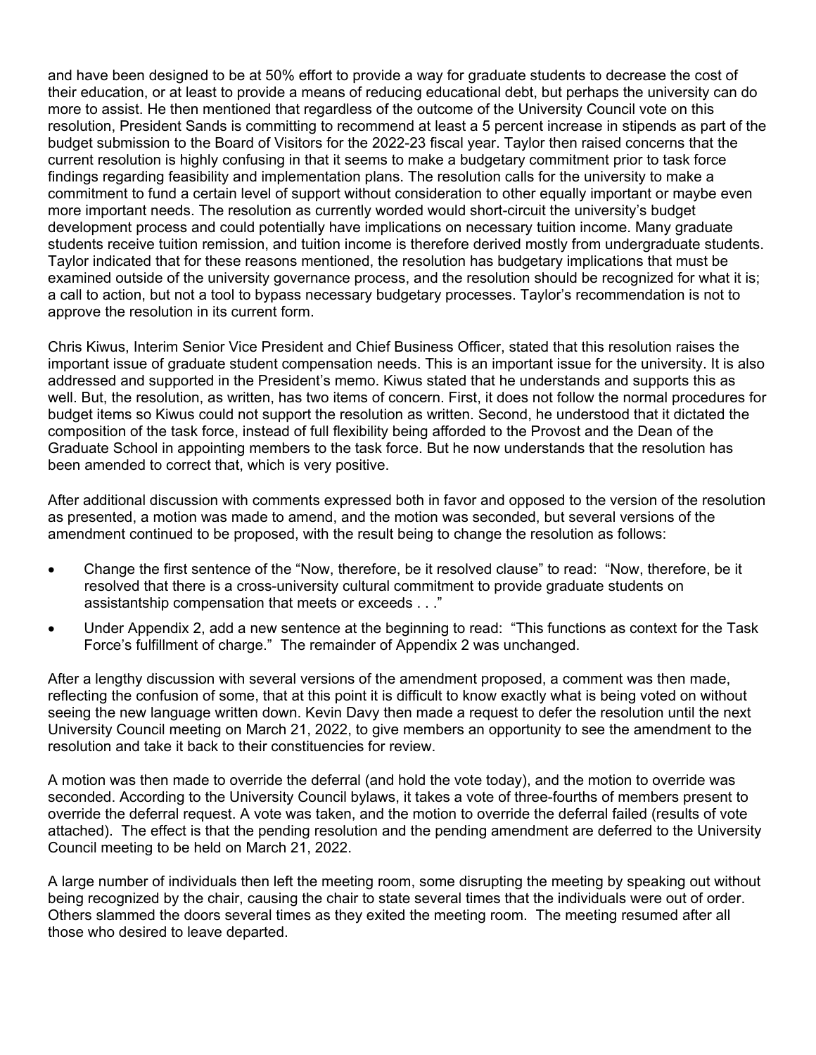and have been designed to be at 50% effort to provide a way for graduate students to decrease the cost of their education, or at least to provide a means of reducing educational debt, but perhaps the university can do more to assist. He then mentioned that regardless of the outcome of the University Council vote on this resolution, President Sands is committing to recommend at least a 5 percent increase in stipends as part of the budget submission to the Board of Visitors for the 2022-23 fiscal year. Taylor then raised concerns that the current resolution is highly confusing in that it seems to make a budgetary commitment prior to task force findings regarding feasibility and implementation plans. The resolution calls for the university to make a commitment to fund a certain level of support without consideration to other equally important or maybe even more important needs. The resolution as currently worded would short-circuit the university's budget development process and could potentially have implications on necessary tuition income. Many graduate students receive tuition remission, and tuition income is therefore derived mostly from undergraduate students. Taylor indicated that for these reasons mentioned, the resolution has budgetary implications that must be examined outside of the university governance process, and the resolution should be recognized for what it is; a call to action, but not a tool to bypass necessary budgetary processes. Taylor's recommendation is not to approve the resolution in its current form.

Chris Kiwus, Interim Senior Vice President and Chief Business Officer, stated that this resolution raises the important issue of graduate student compensation needs. This is an important issue for the university. It is also addressed and supported in the President's memo. Kiwus stated that he understands and supports this as well. But, the resolution, as written, has two items of concern. First, it does not follow the normal procedures for budget items so Kiwus could not support the resolution as written. Second, he understood that it dictated the composition of the task force, instead of full flexibility being afforded to the Provost and the Dean of the Graduate School in appointing members to the task force. But he now understands that the resolution has been amended to correct that, which is very positive.

After additional discussion with comments expressed both in favor and opposed to the version of the resolution as presented, a motion was made to amend, and the motion was seconded, but several versions of the amendment continued to be proposed, with the result being to change the resolution as follows:

- Change the first sentence of the "Now, therefore, be it resolved clause" to read: "Now, therefore, be it resolved that there is a cross-university cultural commitment to provide graduate students on assistantship compensation that meets or exceeds . . ."
- Under Appendix 2, add a new sentence at the beginning to read: "This functions as context for the Task Force's fulfillment of charge." The remainder of Appendix 2 was unchanged.

After a lengthy discussion with several versions of the amendment proposed, a comment was then made, reflecting the confusion of some, that at this point it is difficult to know exactly what is being voted on without seeing the new language written down. Kevin Davy then made a request to defer the resolution until the next University Council meeting on March 21, 2022, to give members an opportunity to see the amendment to the resolution and take it back to their constituencies for review.

A motion was then made to override the deferral (and hold the vote today), and the motion to override was seconded. According to the University Council bylaws, it takes a vote of three-fourths of members present to override the deferral request. A vote was taken, and the motion to override the deferral failed (results of vote attached). The effect is that the pending resolution and the pending amendment are deferred to the University Council meeting to be held on March 21, 2022.

A large number of individuals then left the meeting room, some disrupting the meeting by speaking out without being recognized by the chair, causing the chair to state several times that the individuals were out of order. Others slammed the doors several times as they exited the meeting room. The meeting resumed after all those who desired to leave departed.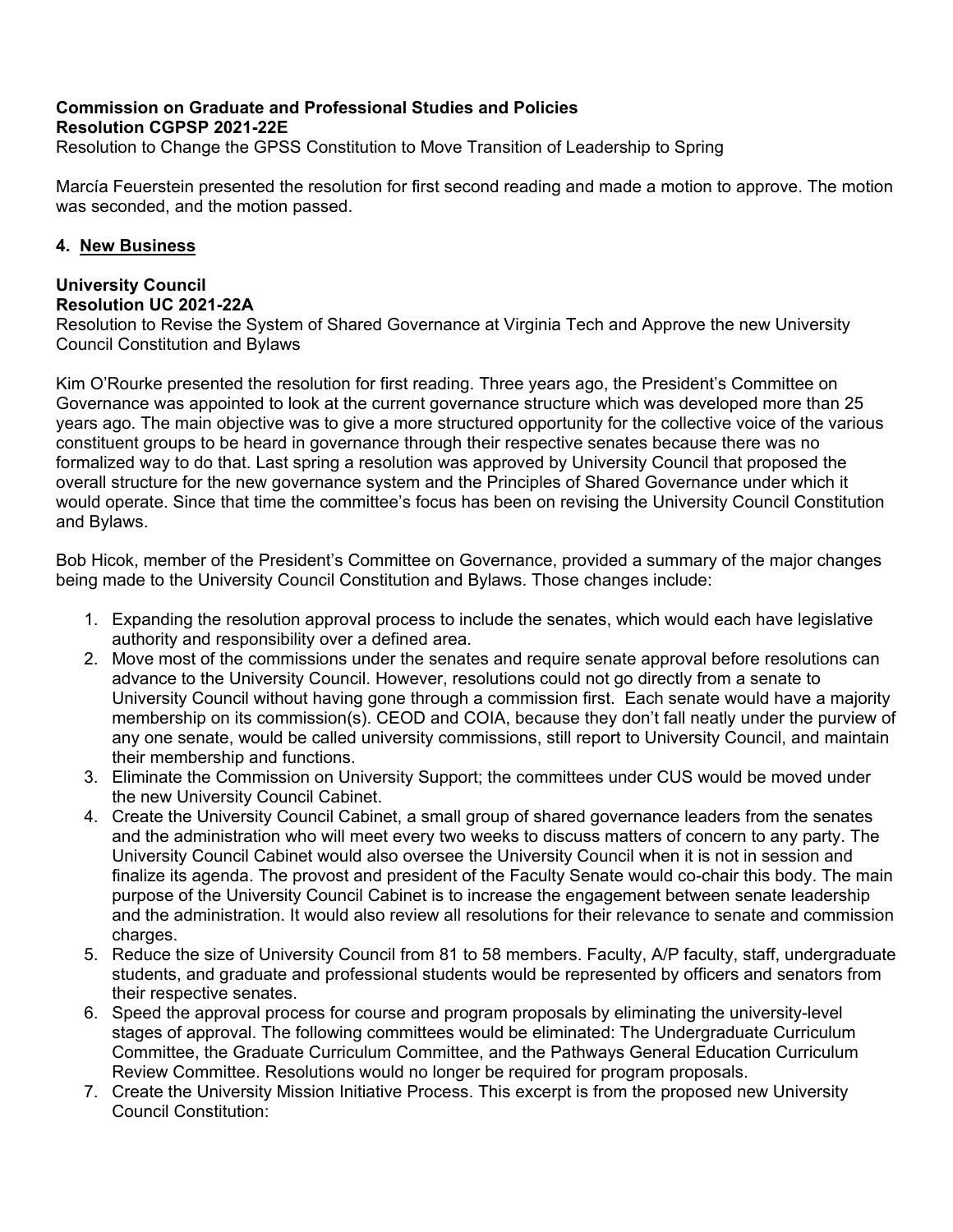**Commission on Graduate and Professional Studies and Policies**
**Resolution CGPSP 2021-22E**
Resolution to Change the GPSS Constitution to Move Transition of Leadership to Spring

Marcía Feuerstein presented the resolution for first second reading and made a motion to approve. The motion was seconded, and the motion passed.

## 4. New Business

**University Council**
**Resolution UC 2021-22A**
Resolution to Revise the System of Shared Governance at Virginia Tech and Approve the new University Council Constitution and Bylaws

Kim O'Rourke presented the resolution for first reading. Three years ago, the President's Committee on Governance was appointed to look at the current governance structure which was developed more than 25 years ago. The main objective was to give a more structured opportunity for the collective voice of the various constituent groups to be heard in governance through their respective senates because there was no formalized way to do that. Last spring a resolution was approved by University Council that proposed the overall structure for the new governance system and the Principles of Shared Governance under which it would operate. Since that time the committee's focus has been on revising the University Council Constitution and Bylaws.

Bob Hicok, member of the President's Committee on Governance, provided a summary of the major changes being made to the University Council Constitution and Bylaws. Those changes include:

1. Expanding the resolution approval process to include the senates, which would each have legislative authority and responsibility over a defined area.
2. Move most of the commissions under the senates and require senate approval before resolutions can advance to the University Council. However, resolutions could not go directly from a senate to University Council without having gone through a commission first. Each senate would have a majority membership on its commission(s). CEOD and COIA, because they don't fall neatly under the purview of any one senate, would be called university commissions, still report to University Council, and maintain their membership and functions.
3. Eliminate the Commission on University Support; the committees under CUS would be moved under the new University Council Cabinet.
4. Create the University Council Cabinet, a small group of shared governance leaders from the senates and the administration who will meet every two weeks to discuss matters of concern to any party. The University Council Cabinet would also oversee the University Council when it is not in session and finalize its agenda. The provost and president of the Faculty Senate would co-chair this body. The main purpose of the University Council Cabinet is to increase the engagement between senate leadership and the administration. It would also review all resolutions for their relevance to senate and commission charges.
5. Reduce the size of University Council from 81 to 58 members. Faculty, A/P faculty, staff, undergraduate students, and graduate and professional students would be represented by officers and senators from their respective senates.
6. Speed the approval process for course and program proposals by eliminating the university-level stages of approval. The following committees would be eliminated: The Undergraduate Curriculum Committee, the Graduate Curriculum Committee, and the Pathways General Education Curriculum Review Committee. Resolutions would no longer be required for program proposals.
7. Create the University Mission Initiative Process. This excerpt is from the proposed new University Council Constitution: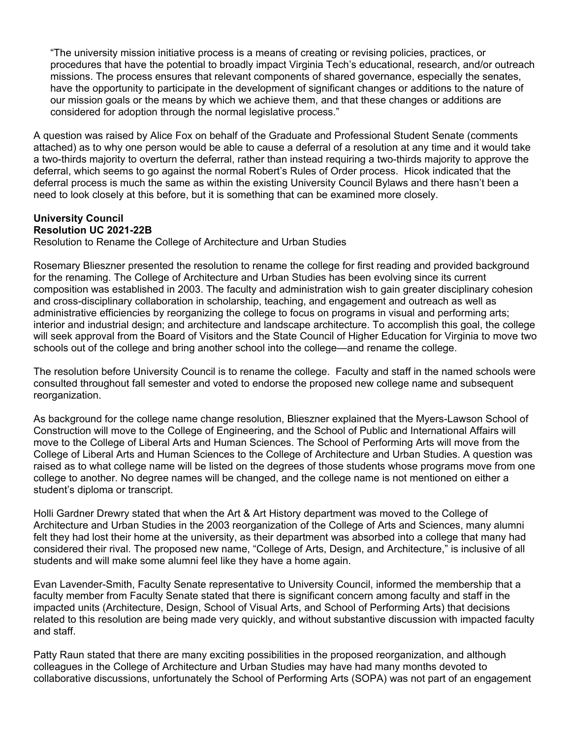> "The university mission initiative process is a means of creating or revising policies, practices, or procedures that have the potential to broadly impact Virginia Tech's educational, research, and/or outreach missions. The process ensures that relevant components of shared governance, especially the senates, have the opportunity to participate in the development of significant changes or additions to the nature of our mission goals or the means by which we achieve them, and that these changes or additions are considered for adoption through the normal legislative process."

A question was raised by Alice Fox on behalf of the Graduate and Professional Student Senate (comments attached) as to why one person would be able to cause a deferral of a resolution at any time and it would take a two-thirds majority to overturn the deferral, rather than instead requiring a two-thirds majority to approve the deferral, which seems to go against the normal Robert's Rules of Order process. Hicok indicated that the deferral process is much the same as within the existing University Council Bylaws and there hasn't been a need to look closely at this before, but it is something that can be examined more closely.

**University Council**
**Resolution UC 2021-22B**
Resolution to Rename the College of Architecture and Urban Studies

Rosemary Blieszner presented the resolution to rename the college for first reading and provided background for the renaming. The College of Architecture and Urban Studies has been evolving since its current composition was established in 2003. The faculty and administration wish to gain greater disciplinary cohesion and cross-disciplinary collaboration in scholarship, teaching, and engagement and outreach as well as administrative efficiencies by reorganizing the college to focus on programs in visual and performing arts; interior and industrial design; and architecture and landscape architecture. To accomplish this goal, the college will seek approval from the Board of Visitors and the State Council of Higher Education for Virginia to move two schools out of the college and bring another school into the college—and rename the college.

The resolution before University Council is to rename the college. Faculty and staff in the named schools were consulted throughout fall semester and voted to endorse the proposed new college name and subsequent reorganization.

As background for the college name change resolution, Blieszner explained that the Myers-Lawson School of Construction will move to the College of Engineering, and the School of Public and International Affairs will move to the College of Liberal Arts and Human Sciences. The School of Performing Arts will move from the College of Liberal Arts and Human Sciences to the College of Architecture and Urban Studies. A question was raised as to what college name will be listed on the degrees of those students whose programs move from one college to another. No degree names will be changed, and the college name is not mentioned on either a student's diploma or transcript.

Holli Gardner Drewry stated that when the Art & Art History department was moved to the College of Architecture and Urban Studies in the 2003 reorganization of the College of Arts and Sciences, many alumni felt they had lost their home at the university, as their department was absorbed into a college that many had considered their rival. The proposed new name, "College of Arts, Design, and Architecture," is inclusive of all students and will make some alumni feel like they have a home again.

Evan Lavender-Smith, Faculty Senate representative to University Council, informed the membership that a faculty member from Faculty Senate stated that there is significant concern among faculty and staff in the impacted units (Architecture, Design, School of Visual Arts, and School of Performing Arts) that decisions related to this resolution are being made very quickly, and without substantive discussion with impacted faculty and staff.

Patty Raun stated that there are many exciting possibilities in the proposed reorganization, and although colleagues in the College of Architecture and Urban Studies may have had many months devoted to collaborative discussions, unfortunately the School of Performing Arts (SOPA) was not part of an engagement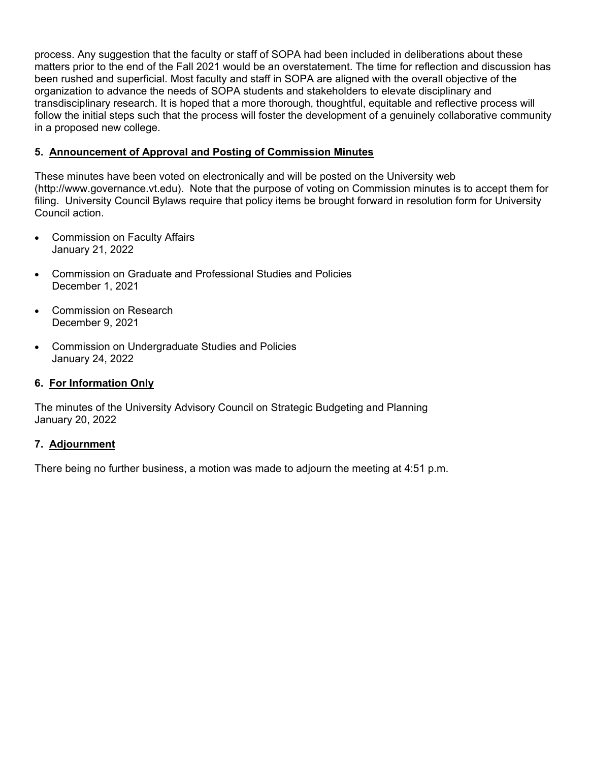process. Any suggestion that the faculty or staff of SOPA had been included in deliberations about these matters prior to the end of the Fall 2021 would be an overstatement. The time for reflection and discussion has been rushed and superficial. Most faculty and staff in SOPA are aligned with the overall objective of the organization to advance the needs of SOPA students and stakeholders to elevate disciplinary and transdisciplinary research. It is hoped that a more thorough, thoughtful, equitable and reflective process will follow the initial steps such that the process will foster the development of a genuinely collaborative community in a proposed new college.

### 5. <u>Announcement of Approval and Posting of Commission Minutes</u>

These minutes have been voted on electronically and will be posted on the University web (http://www.governance.vt.edu). Note that the purpose of voting on Commission minutes is to accept them for filing. University Council Bylaws require that policy items be brought forward in resolution form for University Council action.

- Commission on Faculty Affairs
  January 21, 2022
- Commission on Graduate and Professional Studies and Policies
  December 1, 2021
- Commission on Research
  December 9, 2021
- Commission on Undergraduate Studies and Policies
  January 24, 2022

### 6. <u>For Information Only</u>

The minutes of the University Advisory Council on Strategic Budgeting and Planning
January 20, 2022

### 7. <u>Adjournment</u>

There being no further business, a motion was made to adjourn the meeting at 4:51 p.m.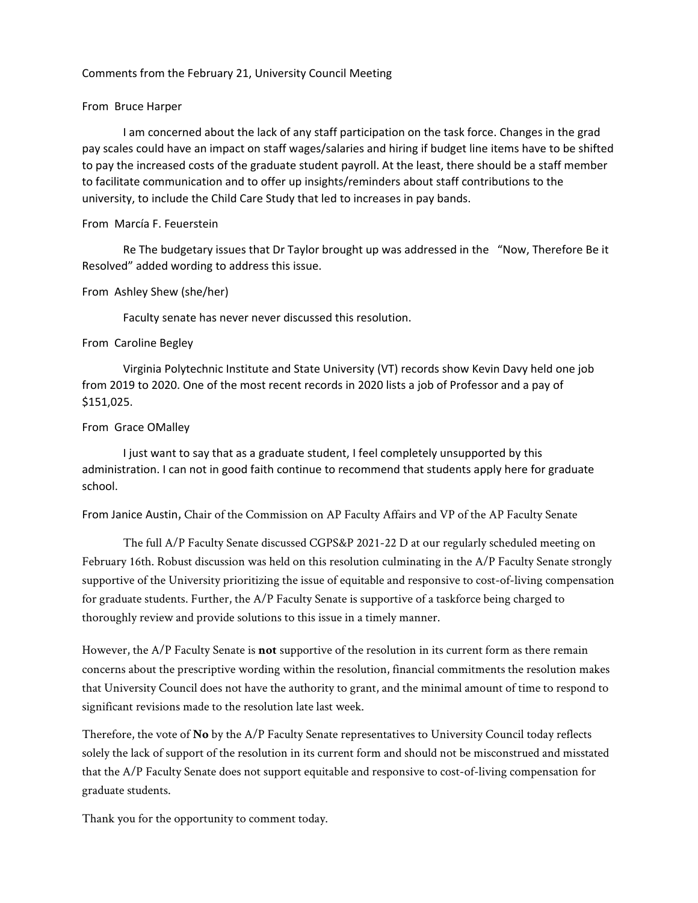Comments from the February 21, University Council Meeting

From Bruce Harper

I am concerned about the lack of any staff participation on the task force. Changes in the grad pay scales could have an impact on staff wages/salaries and hiring if budget line items have to be shifted to pay the increased costs of the graduate student payroll. At the least, there should be a staff member to facilitate communication and to offer up insights/reminders about staff contributions to the university, to include the Child Care Study that led to increases in pay bands.

From Marcía F. Feuerstein

Re The budgetary issues that Dr Taylor brought up was addressed in the "Now, Therefore Be it Resolved" added wording to address this issue.

From Ashley Shew (she/her)

Faculty senate has never never discussed this resolution.

From Caroline Begley

Virginia Polytechnic Institute and State University (VT) records show Kevin Davy held one job from 2019 to 2020. One of the most recent records in 2020 lists a job of Professor and a pay of $151,025.

From Grace OMalley

I just want to say that as a graduate student, I feel completely unsupported by this administration. I can not in good faith continue to recommend that students apply here for graduate school.

From Janice Austin, Chair of the Commission on AP Faculty Affairs and VP of the AP Faculty Senate

The full A/P Faculty Senate discussed CGPS&P 2021-22 D at our regularly scheduled meeting on February 16th. Robust discussion was held on this resolution culminating in the A/P Faculty Senate strongly supportive of the University prioritizing the issue of equitable and responsive to cost-of-living compensation for graduate students. Further, the A/P Faculty Senate is supportive of a taskforce being charged to thoroughly review and provide solutions to this issue in a timely manner.

However, the A/P Faculty Senate is **not** supportive of the resolution in its current form as there remain concerns about the prescriptive wording within the resolution, financial commitments the resolution makes that University Council does not have the authority to grant, and the minimal amount of time to respond to significant revisions made to the resolution late last week.

Therefore, the vote of **No** by the A/P Faculty Senate representatives to University Council today reflects solely the lack of support of the resolution in its current form and should not be misconstrued and misstated that the A/P Faculty Senate does not support equitable and responsive to cost-of-living compensation for graduate students.

Thank you for the opportunity to comment today.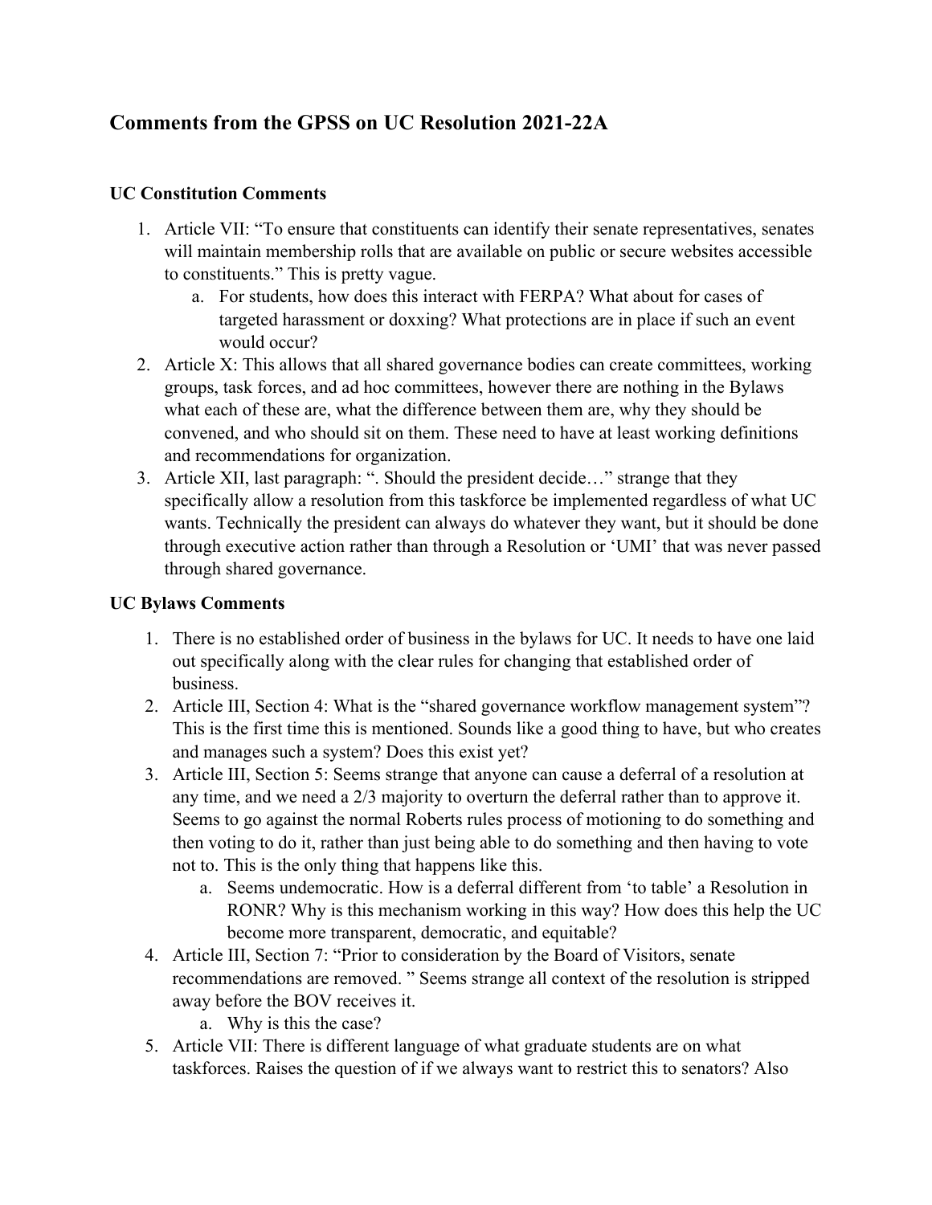## Comments from the GPSS on UC Resolution 2021-22A

### UC Constitution Comments

1. Article VII: "To ensure that constituents can identify their senate representatives, senates will maintain membership rolls that are available on public or secure websites accessible to constituents." This is pretty vague.
   a. For students, how does this interact with FERPA? What about for cases of targeted harassment or doxxing? What protections are in place if such an event would occur?
2. Article X: This allows that all shared governance bodies can create committees, working groups, task forces, and ad hoc committees, however there are nothing in the Bylaws what each of these are, what the difference between them are, why they should be convened, and who should sit on them. These need to have at least working definitions and recommendations for organization.
3. Article XII, last paragraph: ". Should the president decide…" strange that they specifically allow a resolution from this taskforce be implemented regardless of what UC wants. Technically the president can always do whatever they want, but it should be done through executive action rather than through a Resolution or 'UMI' that was never passed through shared governance.

### UC Bylaws Comments

1. There is no established order of business in the bylaws for UC. It needs to have one laid out specifically along with the clear rules for changing that established order of business.
2. Article III, Section 4: What is the "shared governance workflow management system"? This is the first time this is mentioned. Sounds like a good thing to have, but who creates and manages such a system? Does this exist yet?
3. Article III, Section 5: Seems strange that anyone can cause a deferral of a resolution at any time, and we need a 2/3 majority to overturn the deferral rather than to approve it. Seems to go against the normal Roberts rules process of motioning to do something and then voting to do it, rather than just being able to do something and then having to vote not to. This is the only thing that happens like this.
   a. Seems undemocratic. How is a deferral different from 'to table' a Resolution in RONR? Why is this mechanism working in this way? How does this help the UC become more transparent, democratic, and equitable?
4. Article III, Section 7: "Prior to consideration by the Board of Visitors, senate recommendations are removed. " Seems strange all context of the resolution is stripped away before the BOV receives it.
   a. Why is this the case?
5. Article VII: There is different language of what graduate students are on what taskforces. Raises the question of if we always want to restrict this to senators? Also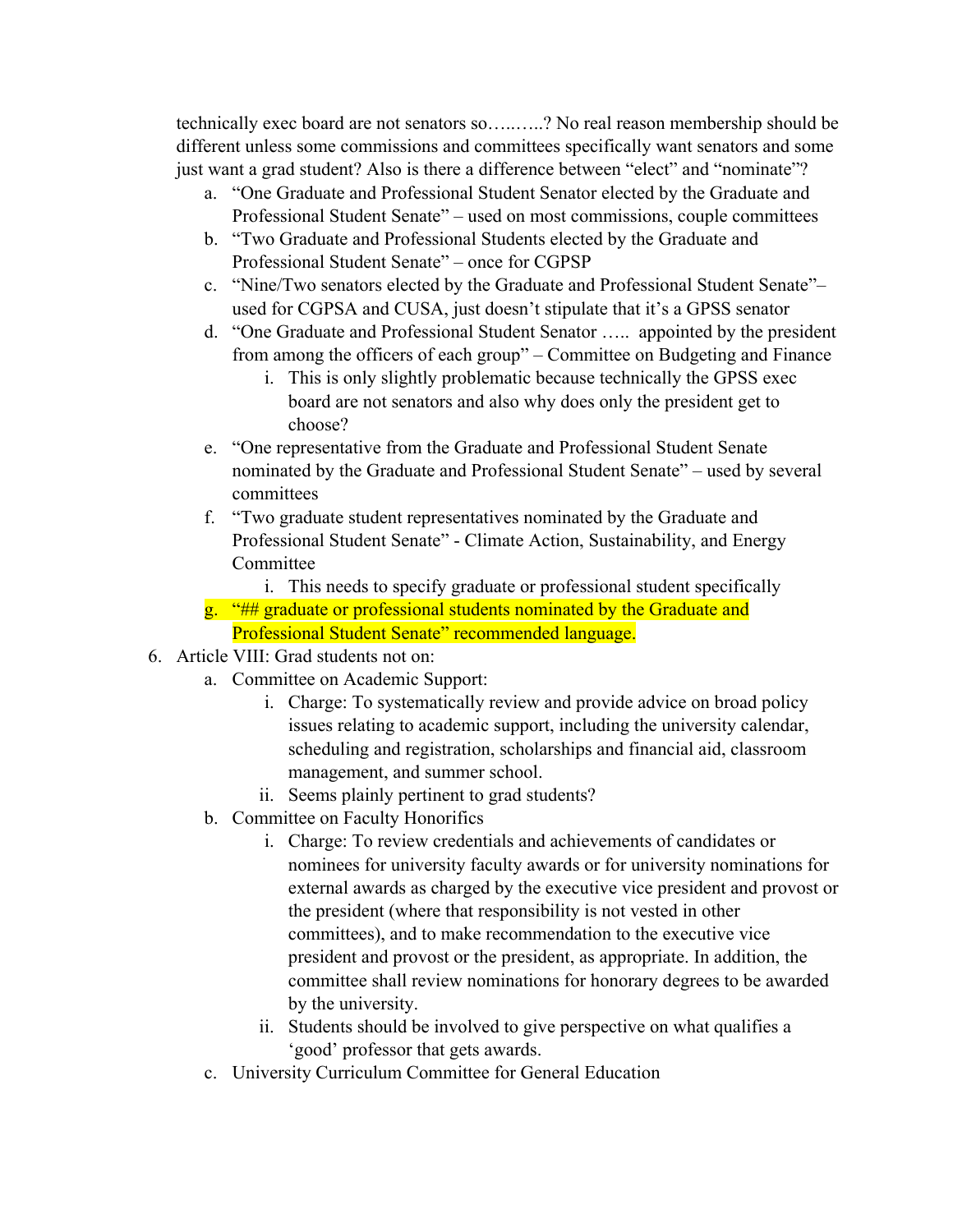technically exec board are not senators so…..…..? No real reason membership should be different unless some commissions and committees specifically want senators and some just want a grad student? Also is there a difference between "elect" and "nominate"?

   a. "One Graduate and Professional Student Senator elected by the Graduate and Professional Student Senate" – used on most commissions, couple committees
   b. "Two Graduate and Professional Students elected by the Graduate and Professional Student Senate" – once for CGPSP
   c. "Nine/Two senators elected by the Graduate and Professional Student Senate"– used for CGPSA and CUSA, just doesn't stipulate that it's a GPSS senator
   d. "One Graduate and Professional Student Senator ….. appointed by the president from among the officers of each group" – Committee on Budgeting and Finance
      i. This is only slightly problematic because technically the GPSS exec board are not senators and also why does only the president get to choose?
   e. "One representative from the Graduate and Professional Student Senate nominated by the Graduate and Professional Student Senate" – used by several committees
   f. "Two graduate student representatives nominated by the Graduate and Professional Student Senate" - Climate Action, Sustainability, and Energy Committee
      i. This needs to specify graduate or professional student specifically
   g. "## graduate or professional students nominated by the Graduate and Professional Student Senate" recommended language.

6. Article VIII: Grad students not on:
   a. Committee on Academic Support:
      i. Charge: To systematically review and provide advice on broad policy issues relating to academic support, including the university calendar, scheduling and registration, scholarships and financial aid, classroom management, and summer school.
      ii. Seems plainly pertinent to grad students?
   b. Committee on Faculty Honorifics
      i. Charge: To review credentials and achievements of candidates or nominees for university faculty awards or for university nominations for external awards as charged by the executive vice president and provost or the president (where that responsibility is not vested in other committees), and to make recommendation to the executive vice president and provost or the president, as appropriate. In addition, the committee shall review nominations for honorary degrees to be awarded by the university.
      ii. Students should be involved to give perspective on what qualifies a 'good' professor that gets awards.
   c. University Curriculum Committee for General Education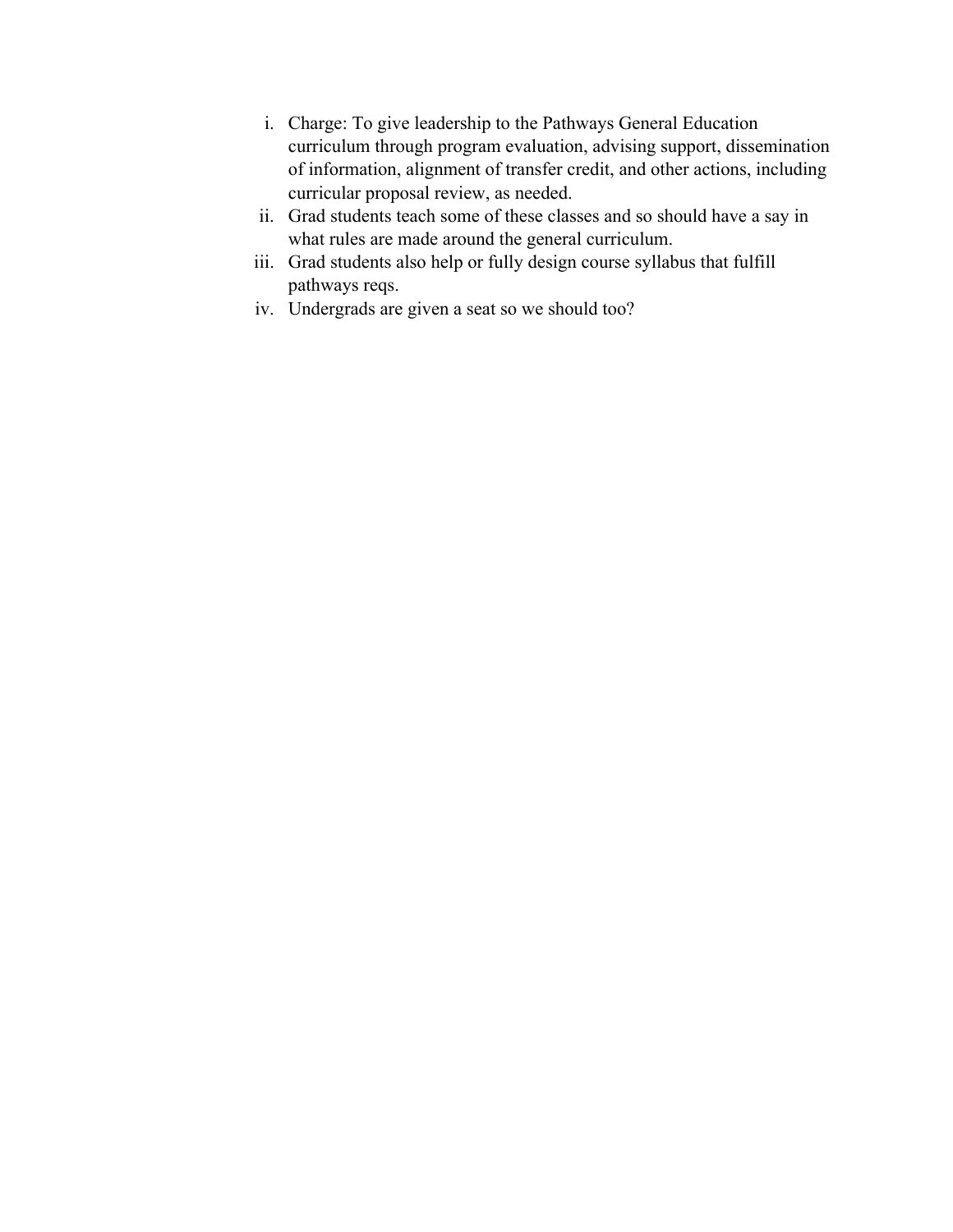i. Charge: To give leadership to the Pathways General Education curriculum through program evaluation, advising support, dissemination of information, alignment of transfer credit, and other actions, including curricular proposal review, as needed.
ii. Grad students teach some of these classes and so should have a say in what rules are made around the general curriculum.
iii. Grad students also help or fully design course syllabus that fulfill pathways reqs.
iv. Undergrads are given a seat so we should too?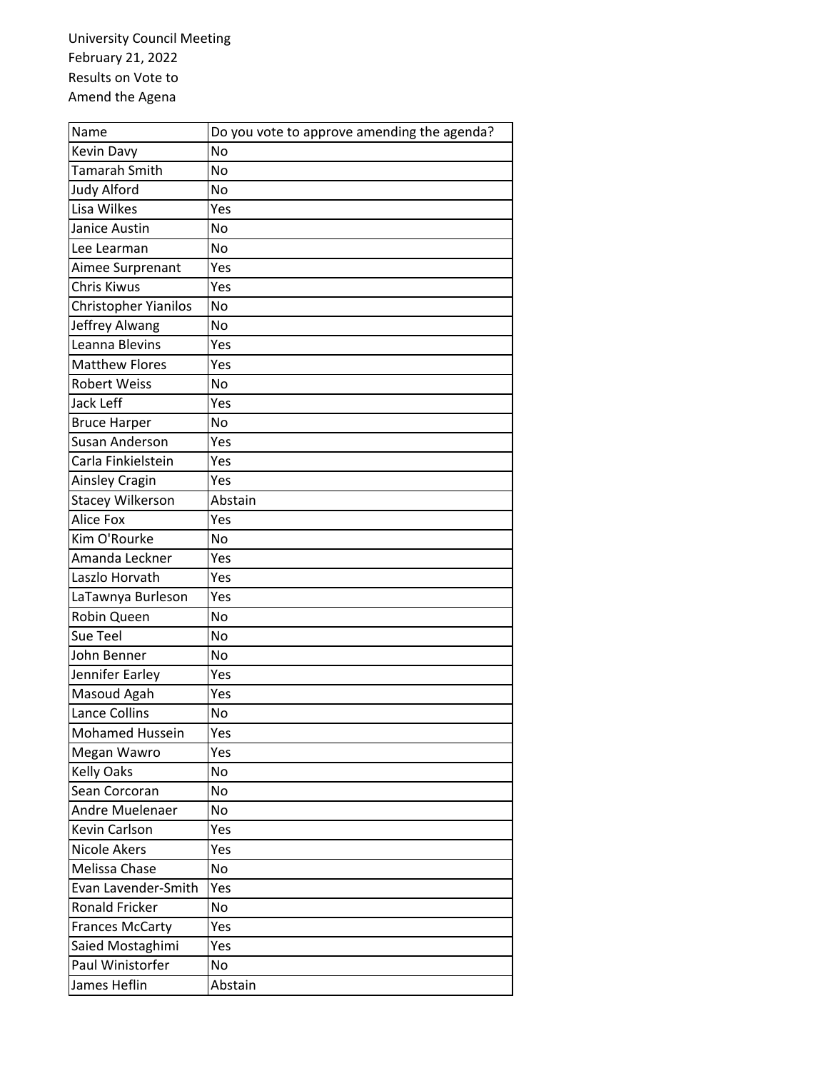University Council Meeting
February 21, 2022
Results on Vote to
Amend the Agena

| Name | Do you vote to approve amending the agenda? |
|---|---|
| Kevin Davy | No |
| Tamarah Smith | No |
| Judy Alford | No |
| Lisa Wilkes | Yes |
| Janice Austin | No |
| Lee Learman | No |
| Aimee Surprenant | Yes |
| Chris Kiwus | Yes |
| Christopher Yianilos | No |
| Jeffrey Alwang | No |
| Leanna Blevins | Yes |
| Matthew Flores | Yes |
| Robert Weiss | No |
| Jack Leff | Yes |
| Bruce Harper | No |
| Susan Anderson | Yes |
| Carla Finkielstein | Yes |
| Ainsley Cragin | Yes |
| Stacey Wilkerson | Abstain |
| Alice Fox | Yes |
| Kim O'Rourke | No |
| Amanda Leckner | Yes |
| Laszlo Horvath | Yes |
| LaTawnya Burleson | Yes |
| Robin Queen | No |
| Sue Teel | No |
| John Benner | No |
| Jennifer Earley | Yes |
| Masoud Agah | Yes |
| Lance Collins | No |
| Mohamed Hussein | Yes |
| Megan Wawro | Yes |
| Kelly Oaks | No |
| Sean Corcoran | No |
| Andre Muelenaer | No |
| Kevin Carlson | Yes |
| Nicole Akers | Yes |
| Melissa Chase | No |
| Evan Lavender-Smith | Yes |
| Ronald Fricker | No |
| Frances McCarty | Yes |
| Saied Mostaghimi | Yes |
| Paul Winistorfer | No |
| James Heflin | Abstain |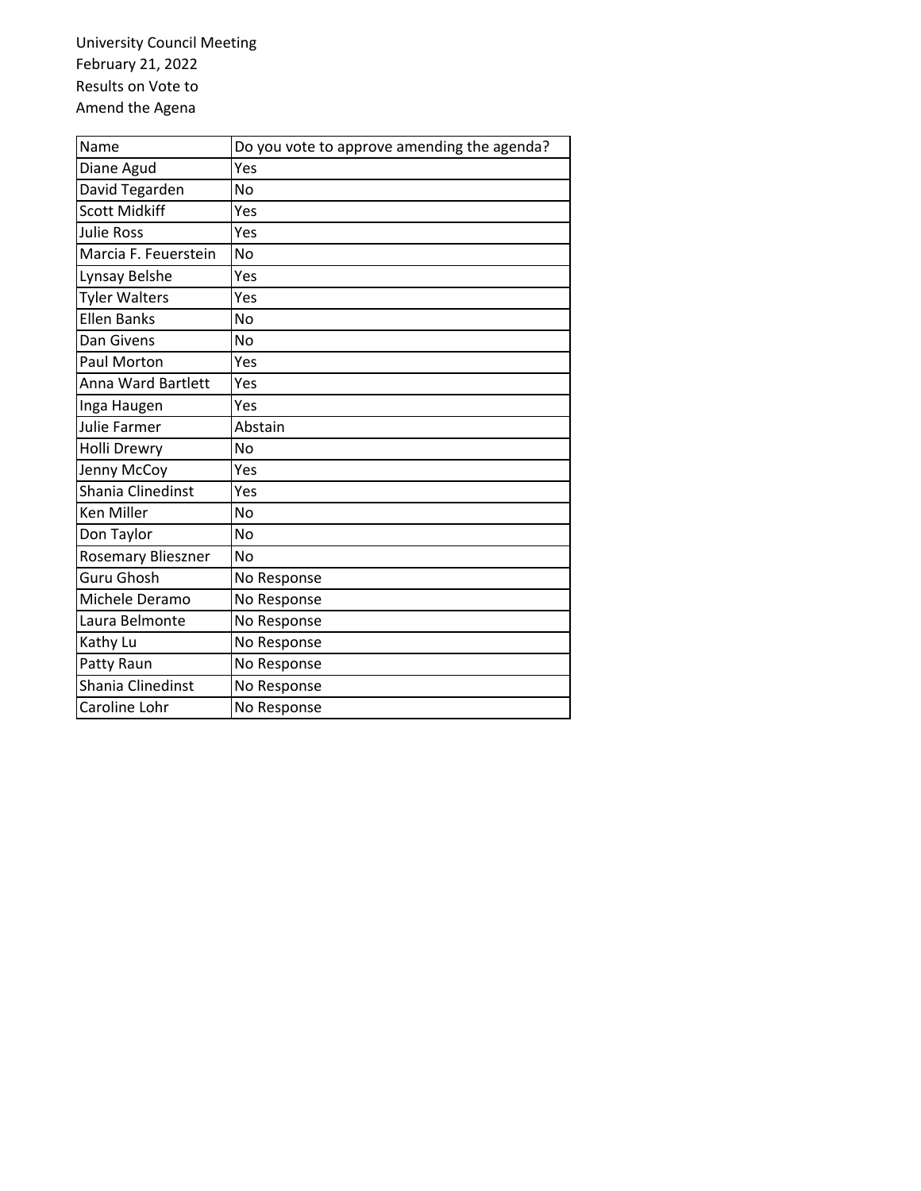University Council Meeting
February 21, 2022
Results on Vote to
Amend the Agena

| Name | Do you vote to approve amending the agenda? |
|---|---|
| Diane Agud | Yes |
| David Tegarden | No |
| Scott Midkiff | Yes |
| Julie Ross | Yes |
| Marcia F. Feuerstein | No |
| Lynsay Belshe | Yes |
| Tyler Walters | Yes |
| Ellen Banks | No |
| Dan Givens | No |
| Paul Morton | Yes |
| Anna Ward Bartlett | Yes |
| Inga Haugen | Yes |
| Julie Farmer | Abstain |
| Holli Drewry | No |
| Jenny McCoy | Yes |
| Shania Clinedinst | Yes |
| Ken Miller | No |
| Don Taylor | No |
| Rosemary Blieszner | No |
| Guru Ghosh | No Response |
| Michele Deramo | No Response |
| Laura Belmonte | No Response |
| Kathy Lu | No Response |
| Patty Raun | No Response |
| Shania Clinedinst | No Response |
| Caroline Lohr | No Response |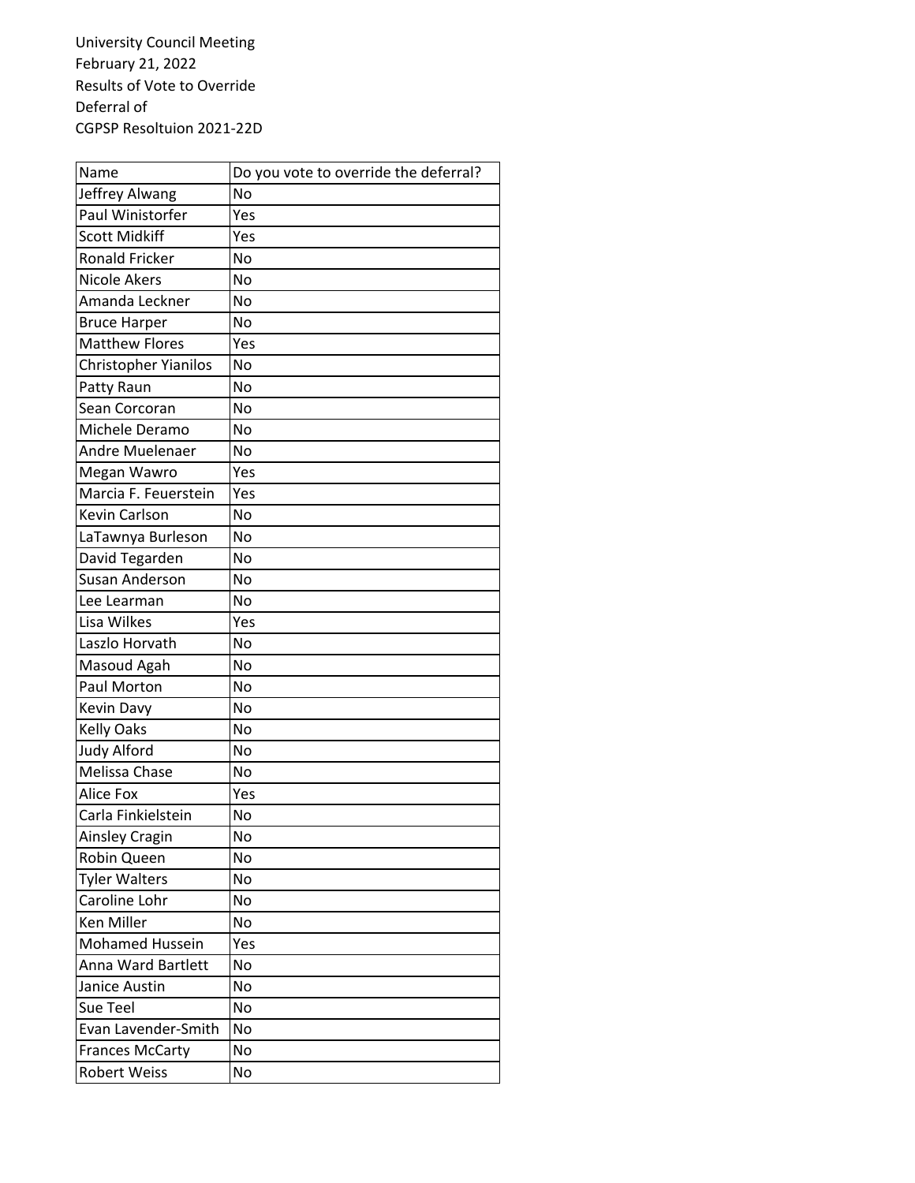University Council Meeting
February 21, 2022
Results of Vote to Override
Deferral of
CGPSP Resoltuion 2021-22D

| Name | Do you vote to override the deferral? |
| --- | --- |
| Jeffrey Alwang | No |
| Paul Winistorfer | Yes |
| Scott Midkiff | Yes |
| Ronald Fricker | No |
| Nicole Akers | No |
| Amanda Leckner | No |
| Bruce Harper | No |
| Matthew Flores | Yes |
| Christopher Yianilos | No |
| Patty Raun | No |
| Sean Corcoran | No |
| Michele Deramo | No |
| Andre Muelenaer | No |
| Megan Wawro | Yes |
| Marcia F. Feuerstein | Yes |
| Kevin Carlson | No |
| LaTawnya Burleson | No |
| David Tegarden | No |
| Susan Anderson | No |
| Lee Learman | No |
| Lisa Wilkes | Yes |
| Laszlo Horvath | No |
| Masoud Agah | No |
| Paul Morton | No |
| Kevin Davy | No |
| Kelly Oaks | No |
| Judy Alford | No |
| Melissa Chase | No |
| Alice Fox | Yes |
| Carla Finkielstein | No |
| Ainsley Cragin | No |
| Robin Queen | No |
| Tyler Walters | No |
| Caroline Lohr | No |
| Ken Miller | No |
| Mohamed Hussein | Yes |
| Anna Ward Bartlett | No |
| Janice Austin | No |
| Sue Teel | No |
| Evan Lavender-Smith | No |
| Frances McCarty | No |
| Robert Weiss | No |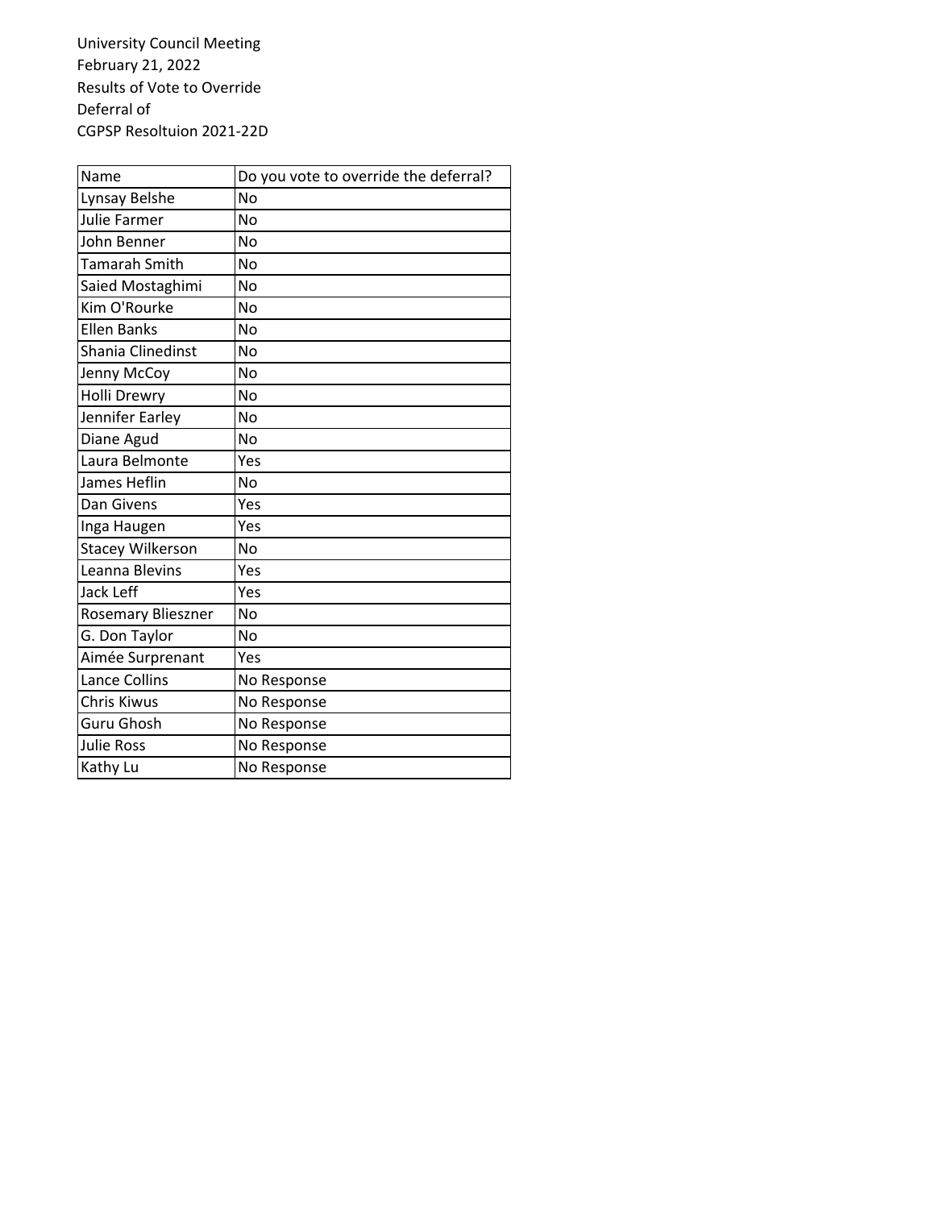University Council Meeting
February 21, 2022
Results of Vote to Override
Deferral of
CGPSP Resoltuion 2021-22D

| Name | Do you vote to override the deferral? |
| --- | --- |
| Lynsay Belshe | No |
| Julie Farmer | No |
| John Benner | No |
| Tamarah Smith | No |
| Saied Mostaghimi | No |
| Kim O'Rourke | No |
| Ellen Banks | No |
| Shania Clinedinst | No |
| Jenny McCoy | No |
| Holli Drewry | No |
| Jennifer Earley | No |
| Diane Agud | No |
| Laura Belmonte | Yes |
| James Heflin | No |
| Dan Givens | Yes |
| Inga Haugen | Yes |
| Stacey Wilkerson | No |
| Leanna Blevins | Yes |
| Jack Leff | Yes |
| Rosemary Blieszner | No |
| G. Don Taylor | No |
| Aimée Surprenant | Yes |
| Lance Collins | No Response |
| Chris Kiwus | No Response |
| Guru Ghosh | No Response |
| Julie Ross | No Response |
| Kathy Lu | No Response |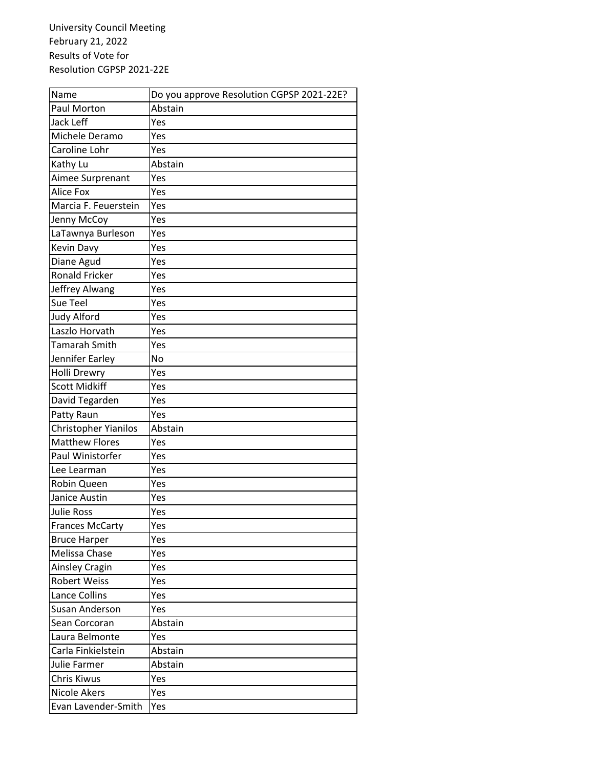University Council Meeting
February 21, 2022
Results of Vote for
Resolution CGPSP 2021-22E

| Name | Do you approve Resolution CGPSP 2021-22E? |
|---|---|
| Paul Morton | Abstain |
| Jack Leff | Yes |
| Michele Deramo | Yes |
| Caroline Lohr | Yes |
| Kathy Lu | Abstain |
| Aimee Surprenant | Yes |
| Alice Fox | Yes |
| Marcia F. Feuerstein | Yes |
| Jenny McCoy | Yes |
| LaTawnya Burleson | Yes |
| Kevin Davy | Yes |
| Diane Agud | Yes |
| Ronald Fricker | Yes |
| Jeffrey Alwang | Yes |
| Sue Teel | Yes |
| Judy Alford | Yes |
| Laszlo Horvath | Yes |
| Tamarah Smith | Yes |
| Jennifer Earley | No |
| Holli Drewry | Yes |
| Scott Midkiff | Yes |
| David Tegarden | Yes |
| Patty Raun | Yes |
| Christopher Yianilos | Abstain |
| Matthew Flores | Yes |
| Paul Winistorfer | Yes |
| Lee Learman | Yes |
| Robin Queen | Yes |
| Janice Austin | Yes |
| Julie Ross | Yes |
| Frances McCarty | Yes |
| Bruce Harper | Yes |
| Melissa Chase | Yes |
| Ainsley Cragin | Yes |
| Robert Weiss | Yes |
| Lance Collins | Yes |
| Susan Anderson | Yes |
| Sean Corcoran | Abstain |
| Laura Belmonte | Yes |
| Carla Finkielstein | Abstain |
| Julie Farmer | Abstain |
| Chris Kiwus | Yes |
| Nicole Akers | Yes |
| Evan Lavender-Smith | Yes |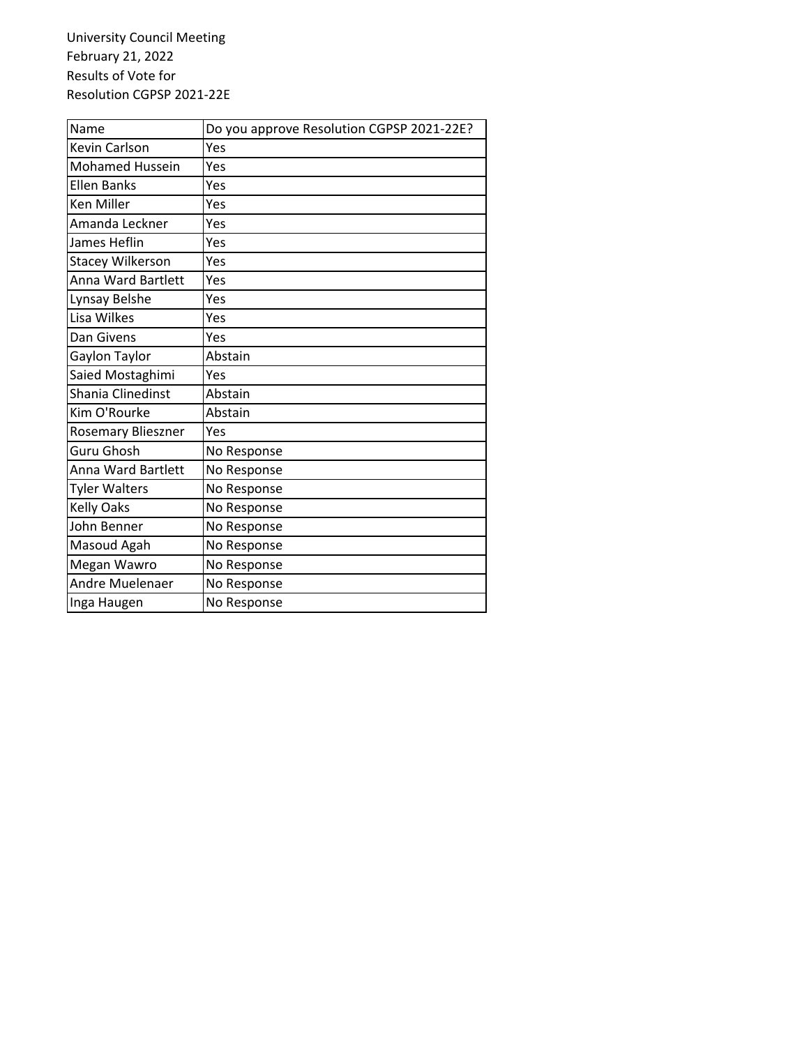University Council Meeting
February 21, 2022
Results of Vote for
Resolution CGPSP 2021-22E

| Name | Do you approve Resolution CGPSP 2021-22E? |
|---|---|
| Kevin Carlson | Yes |
| Mohamed Hussein | Yes |
| Ellen Banks | Yes |
| Ken Miller | Yes |
| Amanda Leckner | Yes |
| James Heflin | Yes |
| Stacey Wilkerson | Yes |
| Anna Ward Bartlett | Yes |
| Lynsay Belshe | Yes |
| Lisa Wilkes | Yes |
| Dan Givens | Yes |
| Gaylon Taylor | Abstain |
| Saied Mostaghimi | Yes |
| Shania Clinedinst | Abstain |
| Kim O'Rourke | Abstain |
| Rosemary Blieszner | Yes |
| Guru Ghosh | No Response |
| Anna Ward Bartlett | No Response |
| Tyler Walters | No Response |
| Kelly Oaks | No Response |
| John Benner | No Response |
| Masoud Agah | No Response |
| Megan Wawro | No Response |
| Andre Muelenaer | No Response |
| Inga Haugen | No Response |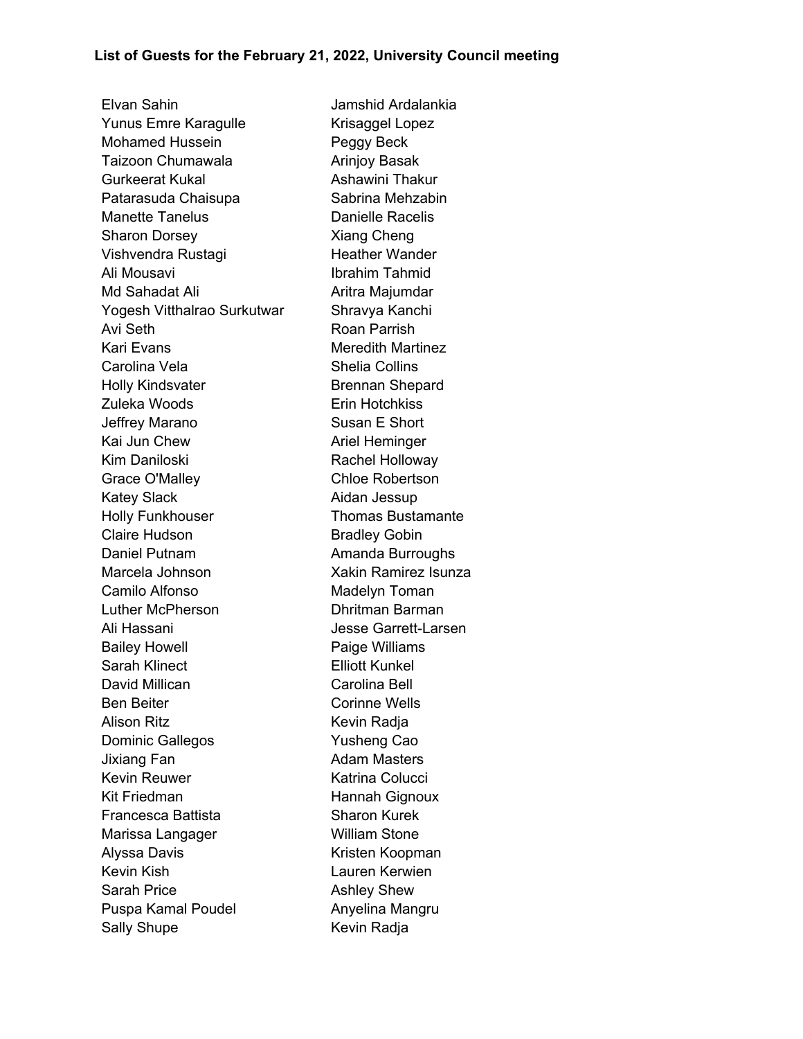**List of Guests for the February 21, 2022, University Council meeting**

Elvan Sahin
Yunus Emre Karagulle
Mohamed Hussein
Taizoon Chumawala
Gurkeerat Kukal
Patarasuda Chaisupa
Manette Tanelus
Sharon Dorsey
Vishvendra Rustagi
Ali Mousavi
Md Sahadat Ali
Yogesh Vitthalrao Surkutwar
Avi Seth
Kari Evans
Carolina Vela
Holly Kindsvater
Zuleka Woods
Jeffrey Marano
Kai Jun Chew
Kim Daniloski
Grace O'Malley
Katey Slack
Holly Funkhouser
Claire Hudson
Daniel Putnam
Marcela Johnson
Camilo Alfonso
Luther McPherson
Ali Hassani
Bailey Howell
Sarah Klinect
David Millican
Ben Beiter
Alison Ritz
Dominic Gallegos
Jixiang Fan
Kevin Reuwer
Kit Friedman
Francesca Battista
Marissa Langager
Alyssa Davis
Kevin Kish
Sarah Price
Puspa Kamal Poudel
Sally Shupe
Jamshid Ardalankia
Krisaggel Lopez
Peggy Beck
Arinjoy Basak
Ashawini Thakur
Sabrina Mehzabin
Danielle Racelis
Xiang Cheng
Heather Wander
Ibrahim Tahmid
Aritra Majumdar
Shravya Kanchi
Roan Parrish
Meredith Martinez
Shelia Collins
Brennan Shepard
Erin Hotchkiss
Susan E Short
Ariel Heminger
Rachel Holloway
Chloe Robertson
Aidan Jessup
Thomas Bustamante
Bradley Gobin
Amanda Burroughs
Xakin Ramirez Isunza
Madelyn Toman
Dhritman Barman
Jesse Garrett-Larsen
Paige Williams
Elliott Kunkel
Carolina Bell
Corinne Wells
Kevin Radja
Yusheng Cao
Adam Masters
Katrina Colucci
Hannah Gignoux
Sharon Kurek
William Stone
Kristen Koopman
Lauren Kerwien
Ashley Shew
Anyelina Mangru
Kevin Radja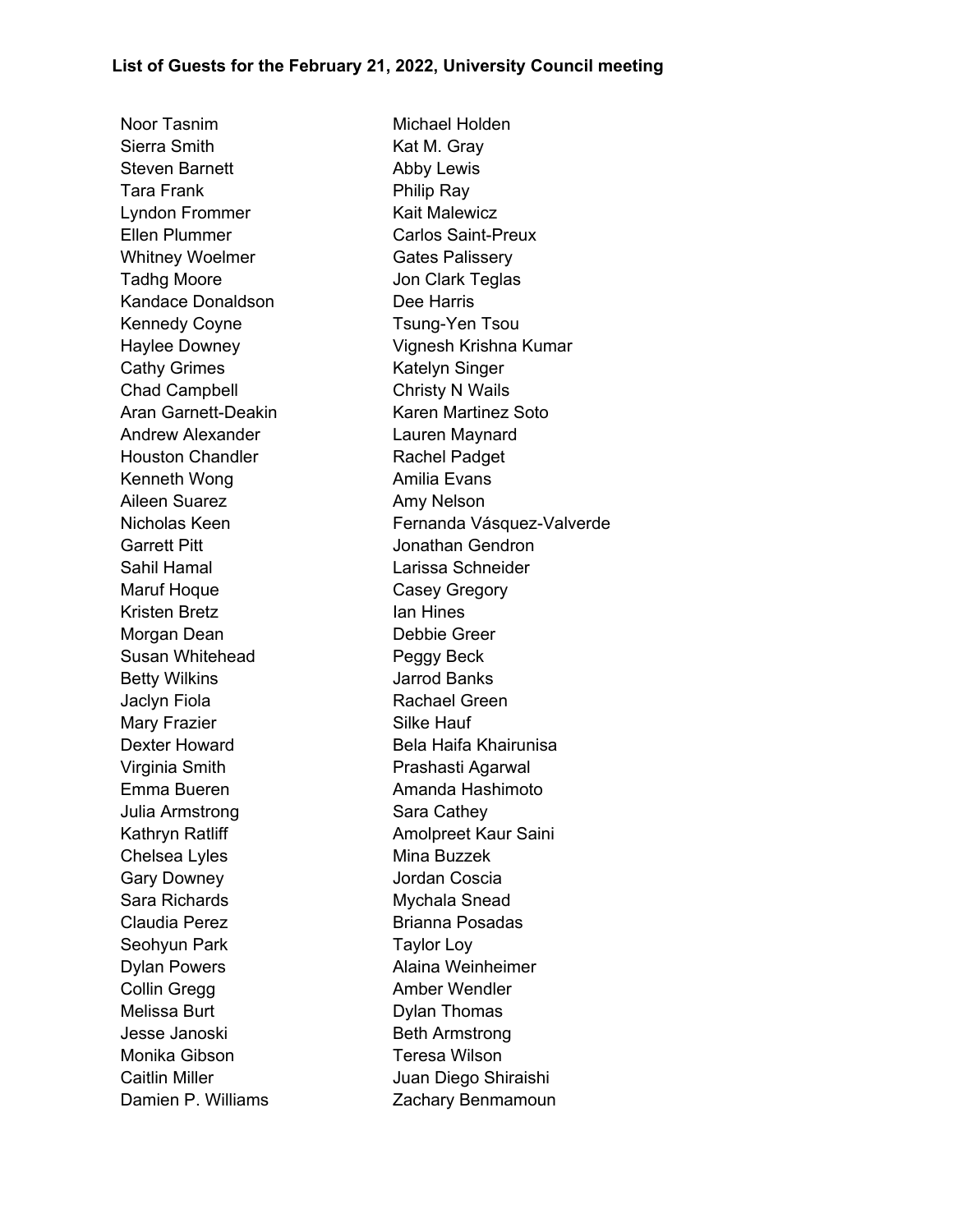**List of Guests for the February 21, 2022, University Council meeting**

Noor Tasnim
Sierra Smith
Steven Barnett
Tara Frank
Lyndon Frommer
Ellen Plummer
Whitney Woelmer
Tadhg Moore
Kandace Donaldson
Kennedy Coyne
Haylee Downey
Cathy Grimes
Chad Campbell
Aran Garnett-Deakin
Andrew Alexander
Houston Chandler
Kenneth Wong
Aileen Suarez
Nicholas Keen
Garrett Pitt
Sahil Hamal
Maruf Hoque
Kristen Bretz
Morgan Dean
Susan Whitehead
Betty Wilkins
Jaclyn Fiola
Mary Frazier
Dexter Howard
Virginia Smith
Emma Bueren
Julia Armstrong
Kathryn Ratliff
Chelsea Lyles
Gary Downey
Sara Richards
Claudia Perez
Seohyun Park
Dylan Powers
Collin Gregg
Melissa Burt
Jesse Janoski
Monika Gibson
Caitlin Miller
Damien P. Williams
Michael Holden
Kat M. Gray
Abby Lewis
Philip Ray
Kait Malewicz
Carlos Saint-Preux
Gates Palissery
Jon Clark Teglas
Dee Harris
Tsung-Yen Tsou
Vignesh Krishna Kumar
Katelyn Singer
Christy N Wails
Karen Martinez Soto
Lauren Maynard
Rachel Padget
Amilia Evans
Amy Nelson
Fernanda Vásquez-Valverde
Jonathan Gendron
Larissa Schneider
Casey Gregory
Ian Hines
Debbie Greer
Peggy Beck
Jarrod Banks
Rachael Green
Silke Hauf
Bela Haifa Khairunisa
Prashasti Agarwal
Amanda Hashimoto
Sara Cathey
Amolpreet Kaur Saini
Mina Buzzek
Jordan Coscia
Mychala Snead
Brianna Posadas
Taylor Loy
Alaina Weinheimer
Amber Wendler
Dylan Thomas
Beth Armstrong
Teresa Wilson
Juan Diego Shiraishi
Zachary Benmamoun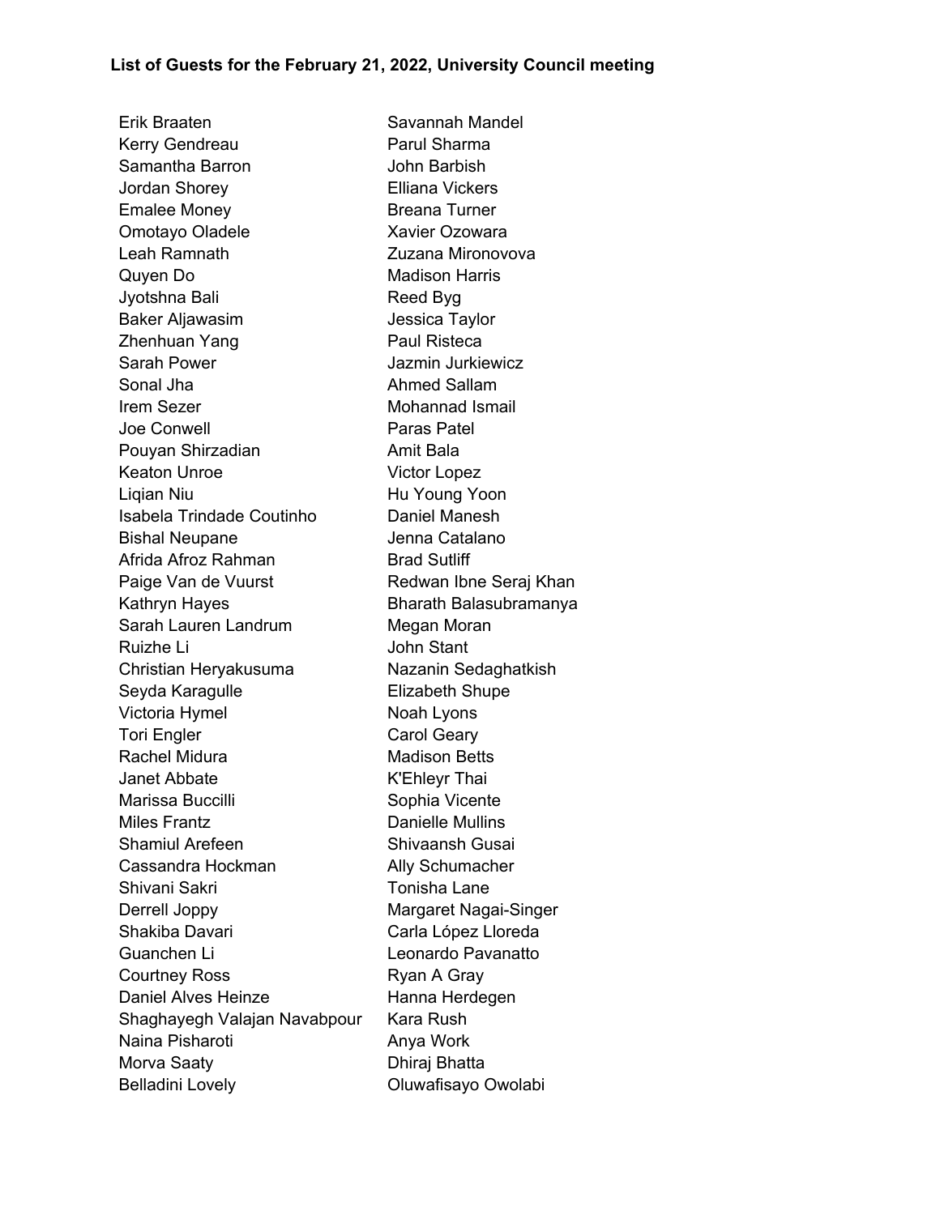**List of Guests for the February 21, 2022, University Council meeting**

Erik Braaten
Kerry Gendreau
Samantha Barron
Jordan Shorey
Emalee Money
Omotayo Oladele
Leah Ramnath
Quyen Do
Jyotshna Bali
Baker Aljawasim
Zhenhuan Yang
Sarah Power
Sonal Jha
Irem Sezer
Joe Conwell
Pouyan Shirzadian
Keaton Unroe
Liqian Niu
Isabela Trindade Coutinho
Bishal Neupane
Afrida Afroz Rahman
Paige Van de Vuurst
Kathryn Hayes
Sarah Lauren Landrum
Ruizhe Li
Christian Heryakusuma
Seyda Karagulle
Victoria Hymel
Tori Engler
Rachel Midura
Janet Abbate
Marissa Buccilli
Miles Frantz
Shamiul Arefeen
Cassandra Hockman
Shivani Sakri
Derrell Joppy
Shakiba Davari
Guanchen Li
Courtney Ross
Daniel Alves Heinze
Shaghayegh Valajan Navabpour
Naina Pisharoti
Morva Saaty
Belladini Lovely
Savannah Mandel
Parul Sharma
John Barbish
Elliana Vickers
Breana Turner
Xavier Ozowara
Zuzana Mironovova
Madison Harris
Reed Byg
Jessica Taylor
Paul Risteca
Jazmin Jurkiewicz
Ahmed Sallam
Mohannad Ismail
Paras Patel
Amit Bala
Victor Lopez
Hu Young Yoon
Daniel Manesh
Jenna Catalano
Brad Sutliff
Redwan Ibne Seraj Khan
Bharath Balasubramanya
Megan Moran
John Stant
Nazanin Sedaghatkish
Elizabeth Shupe
Noah Lyons
Carol Geary
Madison Betts
K'Ehleyr Thai
Sophia Vicente
Danielle Mullins
Shivaansh Gusai
Ally Schumacher
Tonisha Lane
Margaret Nagai-Singer
Carla López Lloreda
Leonardo Pavanatto
Ryan A Gray
Hanna Herdegen
Kara Rush
Anya Work
Dhiraj Bhatta
Oluwafisayo Owolabi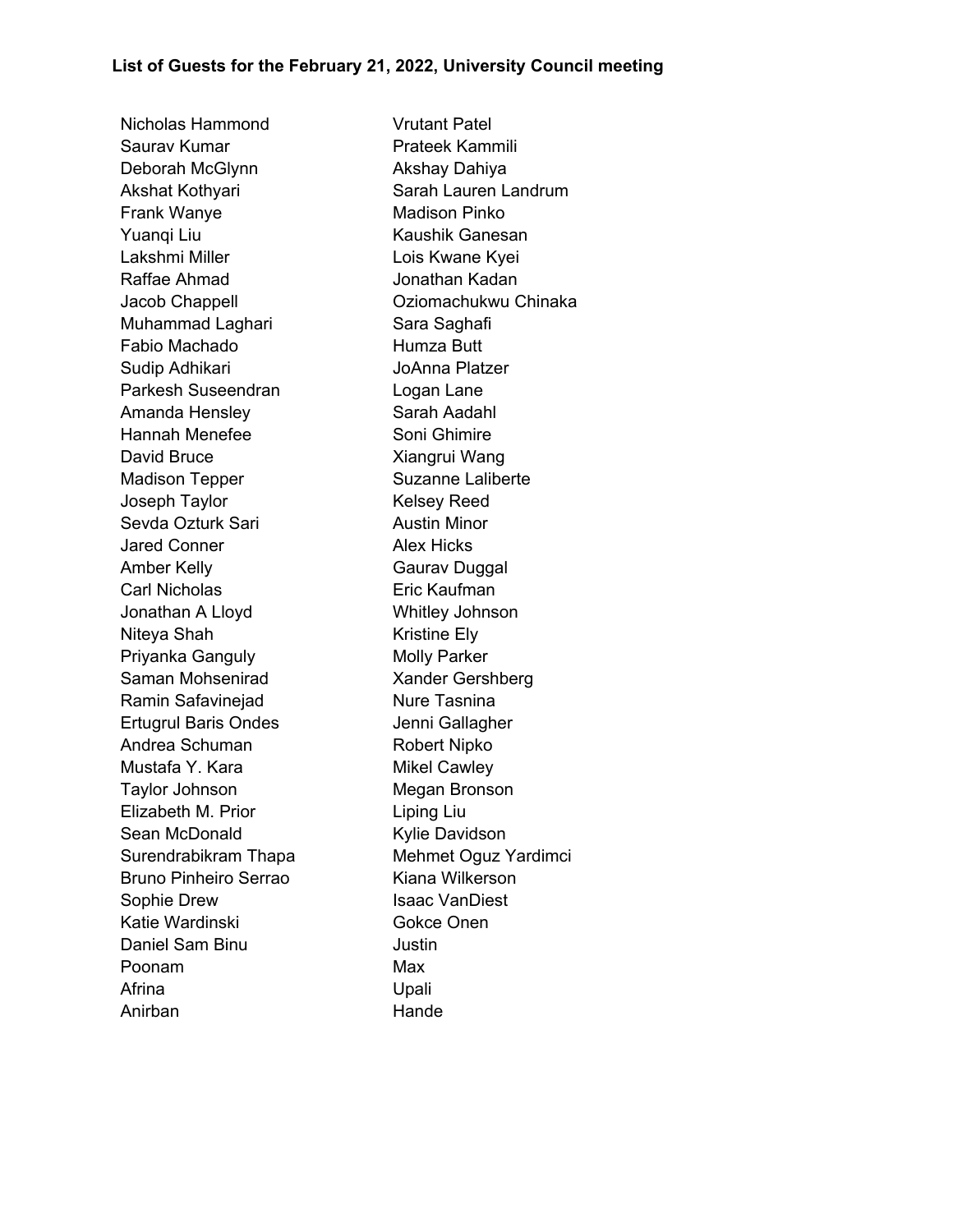**List of Guests for the February 21, 2022, University Council meeting**

Nicholas Hammond
Saurav Kumar
Deborah McGlynn
Akshat Kothyari
Frank Wanye
Yuanqi Liu
Lakshmi Miller
Raffae Ahmad
Jacob Chappell
Muhammad Laghari
Fabio Machado
Sudip Adhikari
Parkesh Suseendran
Amanda Hensley
Hannah Menefee
David Bruce
Madison Tepper
Joseph Taylor
Sevda Ozturk Sari
Jared Conner
Amber Kelly
Carl Nicholas
Jonathan A Lloyd
Niteya Shah
Priyanka Ganguly
Saman Mohsenirad
Ramin Safavinejad
Ertugrul Baris Ondes
Andrea Schuman
Mustafa Y. Kara
Taylor Johnson
Elizabeth M. Prior
Sean McDonald
Surendrabikram Thapa
Bruno Pinheiro Serrao
Sophie Drew
Katie Wardinski
Daniel Sam Binu
Poonam
Afrina
Anirban
Vrutant Patel
Prateek Kammili
Akshay Dahiya
Sarah Lauren Landrum
Madison Pinko
Kaushik Ganesan
Lois Kwane Kyei
Jonathan Kadan
Oziomachukwu Chinaka
Sara Saghafi
Humza Butt
JoAnna Platzer
Logan Lane
Sarah Aadahl
Soni Ghimire
Xiangrui Wang
Suzanne Laliberte
Kelsey Reed
Austin Minor
Alex Hicks
Gaurav Duggal
Eric Kaufman
Whitley Johnson
Kristine Ely
Molly Parker
Xander Gershberg
Nure Tasnina
Jenni Gallagher
Robert Nipko
Mikel Cawley
Megan Bronson
Liping Liu
Kylie Davidson
Mehmet Oguz Yardimci
Kiana Wilkerson
Isaac VanDiest
Gokce Onen
Justin
Max
Upali
Hande